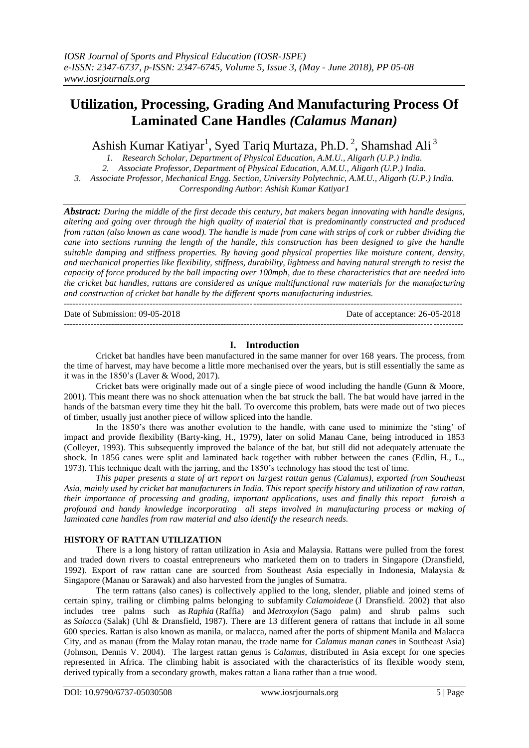# Utilization, Processing, Grading And Manufacturing Process Of Laminated Cane Handles *(Calamus Manan)*

Ashish Kumar Katiyar[1], Syed Tariq Murtaza, Ph.D.[2], Shamshad Ali[3]

*1. Research Scholar, Department of Physical Education, A.M.U., Aligarh (U.P.) India.*
*2. Associate Professor, Department of Physical Education, A.M.U., Aligarh (U.P.) India.*
*3. Associate Professor, Mechanical Engg. Section, University Polytechnic, A.M.U., Aligarh (U.P.) India.*
*Corresponding Author: Ashish Kumar Katiyar1*

***Abstract:*** *During the middle of the first decade this century, bat makers began innovating with handle designs, altering and going over through the high quality of material that is predominantly constructed and produced from rattan (also known as cane wood). The handle is made from cane with strips of cork or rubber dividing the cane into sections running the length of the handle, this construction has been designed to give the handle suitable damping and stiffness properties. By having good physical properties like moisture content, density, and mechanical properties like flexibility, stiffness, durability, lightness and having natural strength to resist the capacity of force produced by the ball impacting over 100mph, due to these characteristics that are needed into the cricket bat handles, rattans are considered as unique multifunctional raw materials for the manufacturing and construction of cricket bat handle by the different sports manufacturing industries.*

---

Date of Submission: 09-05-2018 Date of acceptance: 26-05-2018

---

## I. Introduction

Cricket bat handles have been manufactured in the same manner for over 168 years. The process, from the time of harvest, may have become a little more mechanised over the years, but is still essentially the same as it was in the 1850's (Laver & Wood, 2017).

Cricket bats were originally made out of a single piece of wood including the handle (Gunn & Moore, 2001). This meant there was no shock attenuation when the bat struck the ball. The bat would have jarred in the hands of the batsman every time they hit the ball. To overcome this problem, bats were made out of two pieces of timber, usually just another piece of willow spliced into the handle.

In the 1850's there was another evolution to the handle, with cane used to minimize the 'sting' of impact and provide flexibility (Barty-king, H., 1979), later on solid Manau Cane, being introduced in 1853 (Colleyer, 1993). This subsequently improved the balance of the bat, but still did not adequately attenuate the shock. In 1856 canes were split and laminated back together with rubber between the canes (Edlin, H., L., 1973). This technique dealt with the jarring, and the 1850's technology has stood the test of time.

*This paper presents a state of art report on largest rattan genus (Calamus), exported from Southeast Asia, mainly used by cricket bat manufacturers in India. This report specify history and utilization of raw rattan, their importance of processing and grading, important applications, uses and finally this report furnish a profound and handy knowledge incorporating all steps involved in manufacturing process or making of laminated cane handles from raw material and also identify the research needs.*

### HISTORY OF RATTAN UTILIZATION

There is a long history of rattan utilization in Asia and Malaysia. Rattans were pulled from the forest and traded down rivers to coastal entrepreneurs who marketed them on to traders in Singapore (Dransfield, 1992). Export of raw rattan cane are sourced from Southeast Asia especially in Indonesia, Malaysia & Singapore (Manau or Sarawak) and also harvested from the jungles of Sumatra.

The term rattans (also canes) is collectively applied to the long, slender, pliable and joined stems of certain spiny, trailing or climbing palms belonging to subfamily *Calamoideae* (J Dransfield. 2002) that also includes tree palms such as *Raphia* (Raffia) and *Metroxylon* (Sago palm) and shrub palms such as *Salacca* (Salak) (Uhl & Dransfield, 1987). There are 13 different genera of rattans that include in all some 600 species. Rattan is also known as manila, or malacca, named after the ports of shipment Manila and Malacca City, and as manau (from the Malay rotan manau, the trade name for *Calamus manan canes* in Southeast Asia) (Johnson, Dennis V. 2004). The largest rattan genus is *Calamus*, distributed in Asia except for one species represented in Africa. The climbing habit is associated with the characteristics of its flexible woody stem, derived typically from a secondary growth, makes rattan a liana rather than a true wood.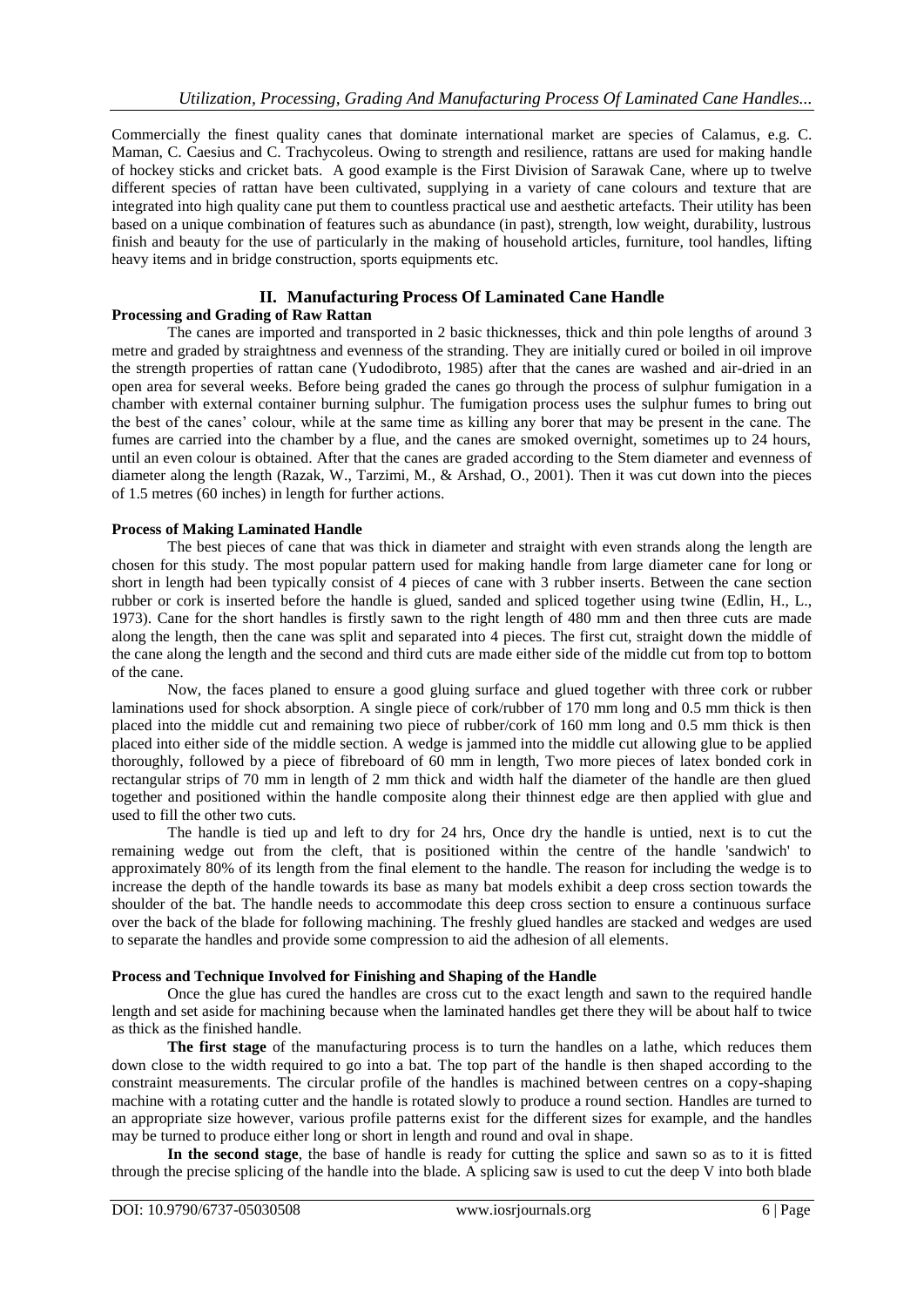Commercially the finest quality canes that dominate international market are species of Calamus, e.g. C. Maman, C. Caesius and C. Trachycoleus. Owing to strength and resilience, rattans are used for making handle of hockey sticks and cricket bats. A good example is the First Division of Sarawak Cane, where up to twelve different species of rattan have been cultivated, supplying in a variety of cane colours and texture that are integrated into high quality cane put them to countless practical use and aesthetic artefacts. Their utility has been based on a unique combination of features such as abundance (in past), strength, low weight, durability, lustrous finish and beauty for the use of particularly in the making of household articles, furniture, tool handles, lifting heavy items and in bridge construction, sports equipments etc.

## II. Manufacturing Process Of Laminated Cane Handle

### Processing and Grading of Raw Rattan

The canes are imported and transported in 2 basic thicknesses, thick and thin pole lengths of around 3 metre and graded by straightness and evenness of the stranding. They are initially cured or boiled in oil improve the strength properties of rattan cane (Yudodibroto, 1985) after that the canes are washed and air-dried in an open area for several weeks. Before being graded the canes go through the process of sulphur fumigation in a chamber with external container burning sulphur. The fumigation process uses the sulphur fumes to bring out the best of the canes' colour, while at the same time as killing any borer that may be present in the cane. The fumes are carried into the chamber by a flue, and the canes are smoked overnight, sometimes up to 24 hours, until an even colour is obtained. After that the canes are graded according to the Stem diameter and evenness of diameter along the length (Razak, W., Tarzimi, M., & Arshad, O., 2001). Then it was cut down into the pieces of 1.5 metres (60 inches) in length for further actions.

### Process of Making Laminated Handle

The best pieces of cane that was thick in diameter and straight with even strands along the length are chosen for this study. The most popular pattern used for making handle from large diameter cane for long or short in length had been typically consist of 4 pieces of cane with 3 rubber inserts. Between the cane section rubber or cork is inserted before the handle is glued, sanded and spliced together using twine (Edlin, H., L., 1973). Cane for the short handles is firstly sawn to the right length of 480 mm and then three cuts are made along the length, then the cane was split and separated into 4 pieces. The first cut, straight down the middle of the cane along the length and the second and third cuts are made either side of the middle cut from top to bottom of the cane.

Now, the faces planed to ensure a good gluing surface and glued together with three cork or rubber laminations used for shock absorption. A single piece of cork/rubber of 170 mm long and 0.5 mm thick is then placed into the middle cut and remaining two piece of rubber/cork of 160 mm long and 0.5 mm thick is then placed into either side of the middle section. A wedge is jammed into the middle cut allowing glue to be applied thoroughly, followed by a piece of fibreboard of 60 mm in length, Two more pieces of latex bonded cork in rectangular strips of 70 mm in length of 2 mm thick and width half the diameter of the handle are then glued together and positioned within the handle composite along their thinnest edge are then applied with glue and used to fill the other two cuts.

The handle is tied up and left to dry for 24 hrs, Once dry the handle is untied, next is to cut the remaining wedge out from the cleft, that is positioned within the centre of the handle 'sandwich' to approximately 80% of its length from the final element to the handle. The reason for including the wedge is to increase the depth of the handle towards its base as many bat models exhibit a deep cross section towards the shoulder of the bat. The handle needs to accommodate this deep cross section to ensure a continuous surface over the back of the blade for following machining. The freshly glued handles are stacked and wedges are used to separate the handles and provide some compression to aid the adhesion of all elements.

### Process and Technique Involved for Finishing and Shaping of the Handle

Once the glue has cured the handles are cross cut to the exact length and sawn to the required handle length and set aside for machining because when the laminated handles get there they will be about half to twice as thick as the finished handle.

**The first stage** of the manufacturing process is to turn the handles on a lathe, which reduces them down close to the width required to go into a bat. The top part of the handle is then shaped according to the constraint measurements. The circular profile of the handles is machined between centres on a copy-shaping machine with a rotating cutter and the handle is rotated slowly to produce a round section. Handles are turned to an appropriate size however, various profile patterns exist for the different sizes for example, and the handles may be turned to produce either long or short in length and round and oval in shape.

**In the second stage**, the base of handle is ready for cutting the splice and sawn so as to it is fitted through the precise splicing of the handle into the blade. A splicing saw is used to cut the deep V into both blade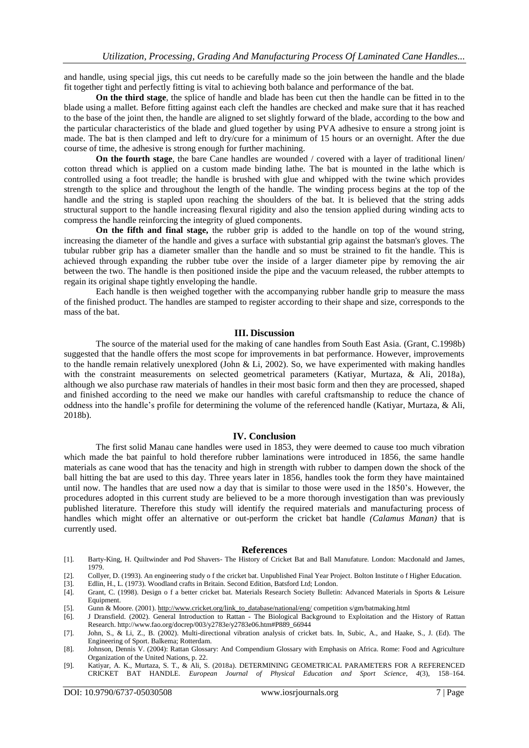and handle, using special jigs, this cut needs to be carefully made so the join between the handle and the blade fit together tight and perfectly fitting is vital to achieving both balance and performance of the bat.

**On the third stage**, the splice of handle and blade has been cut then the handle can be fitted in to the blade using a mallet. Before fitting against each cleft the handles are checked and make sure that it has reached to the base of the joint then, the handle are aligned to set slightly forward of the blade, according to the bow and the particular characteristics of the blade and glued together by using PVA adhesive to ensure a strong joint is made. The bat is then clamped and left to dry/cure for a minimum of 15 hours or an overnight. After the due course of time, the adhesive is strong enough for further machining.

**On the fourth stage**, the bare Cane handles are wounded / covered with a layer of traditional linen/ cotton thread which is applied on a custom made binding lathe. The bat is mounted in the lathe which is controlled using a foot treadle; the handle is brushed with glue and whipped with the twine which provides strength to the splice and throughout the length of the handle. The winding process begins at the top of the handle and the string is stapled upon reaching the shoulders of the bat. It is believed that the string adds structural support to the handle increasing flexural rigidity and also the tension applied during winding acts to compress the handle reinforcing the integrity of glued components.

**On the fifth and final stage,** the rubber grip is added to the handle on top of the wound string, increasing the diameter of the handle and gives a surface with substantial grip against the batsman's gloves. The tubular rubber grip has a diameter smaller than the handle and so must be strained to fit the handle. This is achieved through expanding the rubber tube over the inside of a larger diameter pipe by removing the air between the two. The handle is then positioned inside the pipe and the vacuum released, the rubber attempts to regain its original shape tightly enveloping the handle.

Each handle is then weighed together with the accompanying rubber handle grip to measure the mass of the finished product. The handles are stamped to register according to their shape and size, corresponds to the mass of the bat.

## III. Discussion

The source of the material used for the making of cane handles from South East Asia. (Grant, C.1998b) suggested that the handle offers the most scope for improvements in bat performance. However, improvements to the handle remain relatively unexplored (John & Li, 2002). So, we have experimented with making handles with the constraint measurements on selected geometrical parameters (Katiyar, Murtaza, & Ali, 2018a), although we also purchase raw materials of handles in their most basic form and then they are processed, shaped and finished according to the need we make our handles with careful craftsmanship to reduce the chance of oddness into the handle's profile for determining the volume of the referenced handle (Katiyar, Murtaza, & Ali, 2018b).

## IV. Conclusion

The first solid Manau cane handles were used in 1853, they were deemed to cause too much vibration which made the bat painful to hold therefore rubber laminations were introduced in 1856, the same handle materials as cane wood that has the tenacity and high in strength with rubber to dampen down the shock of the ball hitting the bat are used to this day. Three years later in 1856, handles took the form they have maintained until now. The handles that are used now a day that is similar to those were used in the 1850's. However, the procedures adopted in this current study are believed to be a more thorough investigation than was previously published literature. Therefore this study will identify the required materials and manufacturing process of handles which might offer an alternative or out-perform the cricket bat handle *(Calamus Manan)* that is currently used.

## References

[1]. Barty-King, H. Quiltwinder and Pod Shavers- The History of Cricket Bat and Ball Manufature. London: Macdonald and James, 1979.

[2]. Collyer, D. (1993). An engineering study o f the cricket bat. Unpublished Final Year Project. Bolton Institute o f Higher Education.

[3]. Edlin, H., L. (1973). Woodland crafts in Britain. Second Edition, Batsford Ltd; London.

[4]. Grant, C. (1998). Design o f a better cricket bat. Materials Research Society Bulletin: Advanced Materials in Sports & Leisure Equipment.

[5]. Gunn & Moore. (2001). http://www.cricket.org/link_to_database/national/eng/ competition s/gm/batmaking.html

[6]. J Dransfield. (2002). General Introduction to Rattan - The Biological Background to Exploitation and the History of Rattan Research. http://www.fao.org/docrep/003/y2783e/y2783e06.htm#P889_66944

[7]. John, S., & Li, Z., B. (2002). Multi-directional vibration analysis of cricket bats. In, Subic, A., and Haake, S., J. (Ed). The Engineering of Sport. Balkema; Rotterdam.

[8]. Johnson, Dennis V. (2004): Rattan Glossary: And Compendium Glossary with Emphasis on Africa. Rome: Food and Agriculture Organization of the United Nations, p. 22.

[9]. Katiyar, A. K., Murtaza, S. T., & Ali, S. (2018a). DETERMINING GEOMETRICAL PARAMETERS FOR A REFERENCED CRICKET BAT HANDLE. *European Journal of Physical Education and Sport Science*, *4*(3), 158–164.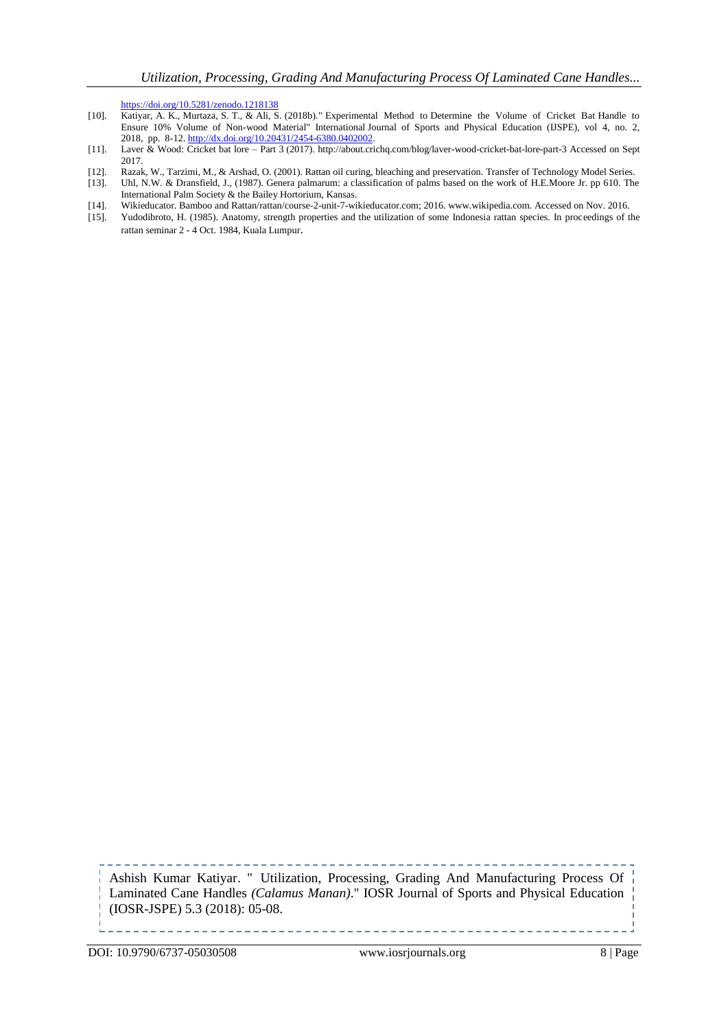https://doi.org/10.5281/zenodo.1218138

[10]. Katiyar, A. K., Murtaza, S. T., & Ali, S. (2018b)." Experimental Method to Determine the Volume of Cricket Bat Handle to Ensure 10% Volume of Non-wood Material" International Journal of Sports and Physical Education (IJSPE), vol 4, no. 2, 2018, pp. 8-12. http://dx.doi.org/10.20431/2454-6380.0402002.

[11]. Laver & Wood: Cricket bat lore – Part 3 (2017). http://about.crichq.com/blog/laver-wood-cricket-bat-lore-part-3 Accessed on Sept 2017.

[12]. Razak, W., Tarzimi, M., & Arshad, O. (2001). Rattan oil curing, bleaching and preservation. Transfer of Technology Model Series.

[13]. Uhl, N.W. & Dransfield, J., (1987). Genera palmarum: a classification of palms based on the work of H.E.Moore Jr. pp 610. The International Palm Society & the Bailey Hortorium, Kansas.

[14]. Wikieducator. Bamboo and Rattan/rattan/course-2-unit-7-wikieducator.com; 2016. www.wikipedia.com. Accessed on Nov. 2016.

[15]. Yudodibroto, H. (1985). Anatomy, strength properties and the utilization of some Indonesia rattan species. In proceedings of the rattan seminar 2 - 4 Oct. 1984, Kuala Lumpur.

Ashish Kumar Katiyar. " Utilization, Processing, Grading And Manufacturing Process Of Laminated Cane Handles *(Calamus Manan)*." IOSR Journal of Sports and Physical Education (IOSR-JSPE) 5.3 (2018): 05-08.